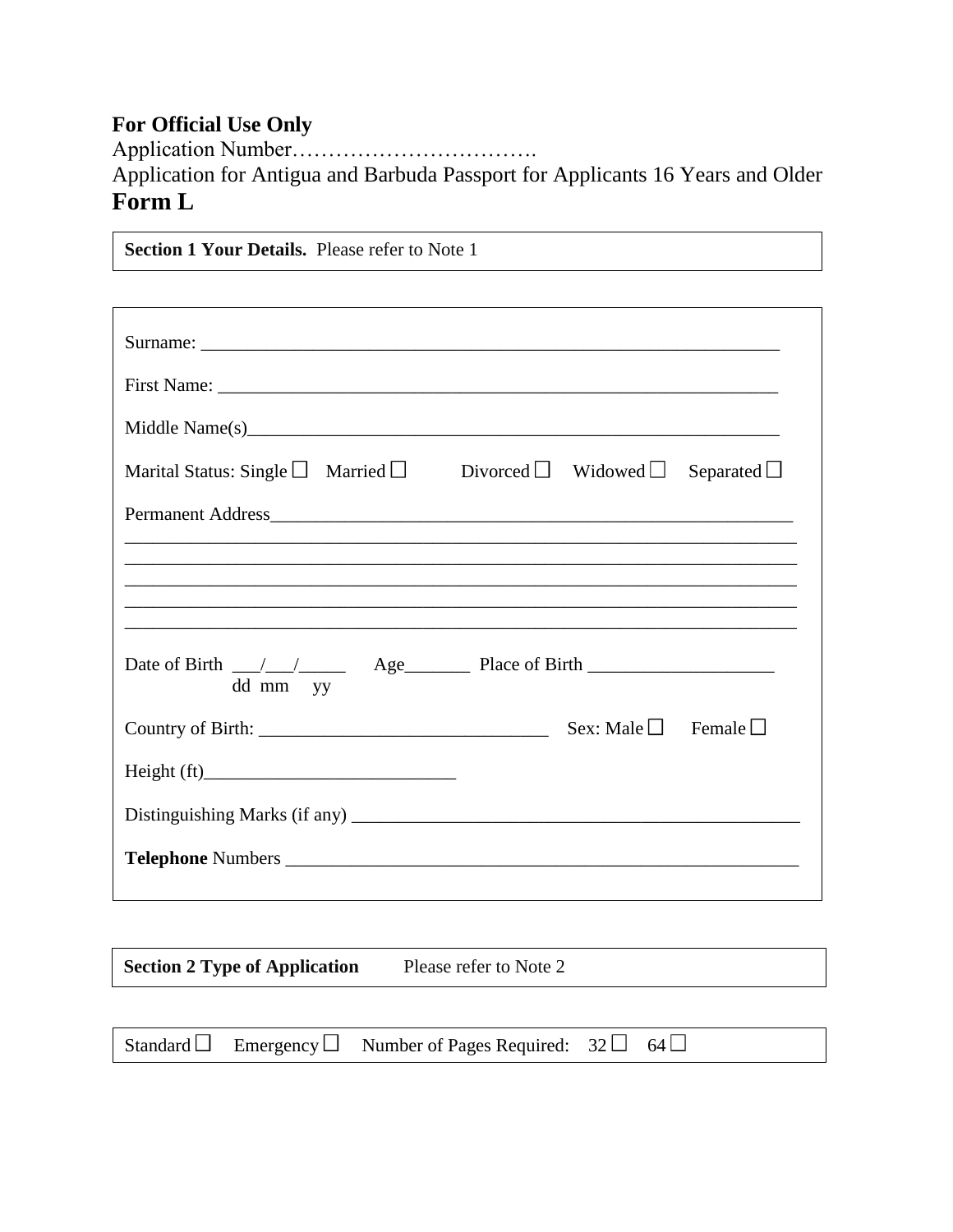**For Official Use Only**

Application Number…………………………….

Application for Antigua and Barbuda Passport for Applicants 16 Years and Older

# Form L

**Section 1 Your Details.** Please refer to Note 1

Surname: ____________________________________________________________

First Name: __________________________________________________________

Middle Name(s)_______________________________________________________

Marital Status: Single ☐ Married ☐ Divorced ☐ Widowed ☐ Separated ☐

Permanent Address_____________________________________________________

______________________________________________________________________

______________________________________________________________________

______________________________________________________________________

______________________________________________________________________

______________________________________________________________________

Date of Birth ___/___/_____ Age_______ Place of Birth ____________________
dd mm yy

Country of Birth: ______________________________ Sex: Male ☐ Female ☐

Height (ft)___________________________

Distinguishing Marks (if any) ___________________________________________

**Telephone** Numbers _________________________________________________

**Section 2 Type of Application** Please refer to Note 2

Standard ☐ Emergency ☐ Number of Pages Required: 32 ☐ 64 ☐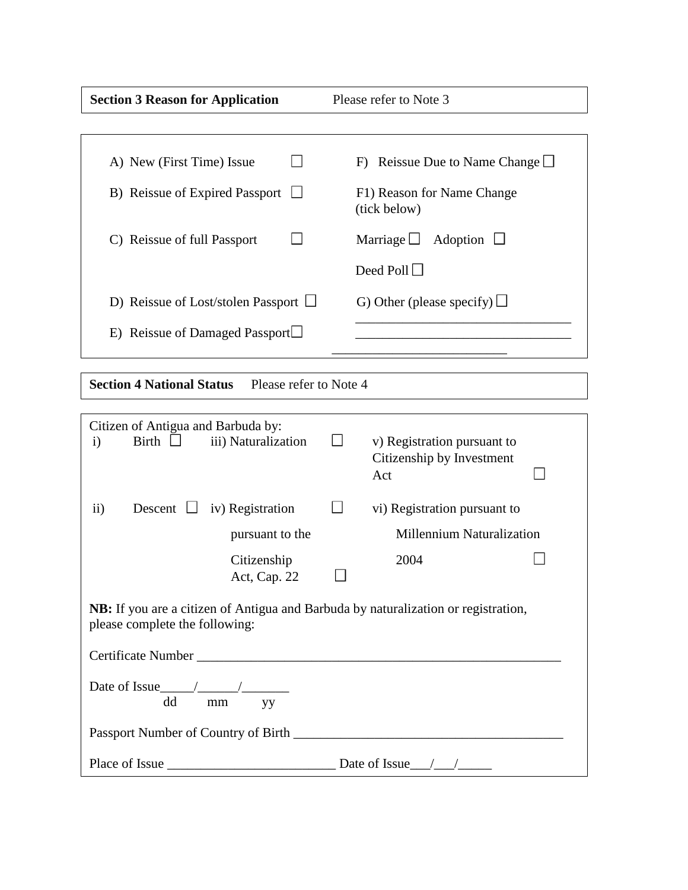**Section 3 Reason for Application** Please refer to Note 3

A) New (First Time) Issue ☐

B) Reissue of Expired Passport ☐

C) Reissue of full Passport ☐

D) Reissue of Lost/stolen Passport ☐

E) Reissue of Damaged Passport☐

F) Reissue Due to Name Change ☐

F1) Reason for Name Change (tick below)

Marriage ☐ Adoption ☐

Deed Poll ☐

G) Other (please specify) ☐ ________________________________
________________________________
__________________________

**Section 4 National Status** Please refer to Note 4

Citizen of Antigua and Barbuda by:

i) Birth ☐

ii) Descent ☐

iii) Naturalization ☐

iv) Registration pursuant to the Citizenship Act, Cap. 22 ☐

v) Registration pursuant to Citizenship by Investment Act ☐

vi) Registration pursuant to Millennium Naturalization 2004 ☐

**NB:** If you are a citizen of Antigua and Barbuda by naturalization or registration, please complete the following:

Certificate Number ______________________________________________________

Date of Issue_____/______/_______
dd mm yy

Passport Number of Country of Birth ________________________________________

Place of Issue _________________________ Date of Issue___/___/_____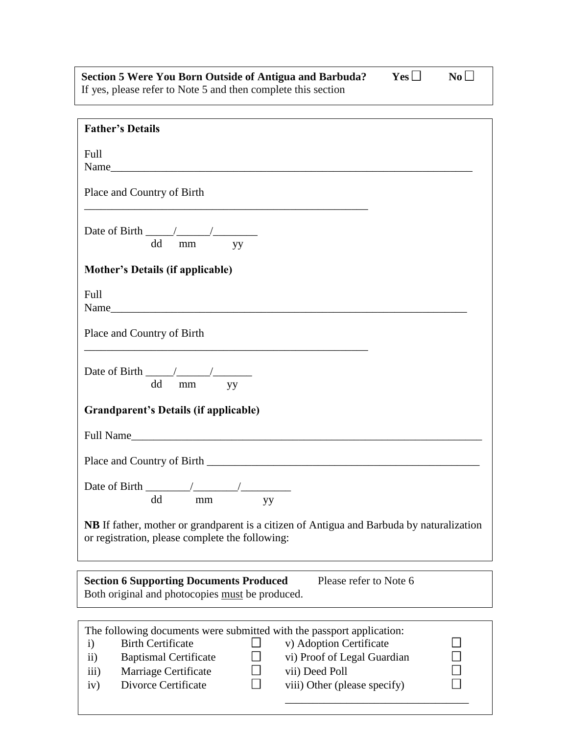**Section 5 Were You Born Outside of Antigua and Barbuda?** **Yes** ☐ **No** ☐

If yes, please refer to Note 5 and then complete this section

**Father's Details**

Full Name____________________________________________________________________

Place and Country of Birth

_____________________________________________________

Date of Birth _____/______/________
dd mm yy

**Mother's Details (if applicable)**

Full Name___________________________________________________________________

Place and Country of Birth

_____________________________________________________

Date of Birth _____/______/_______
dd mm yy

**Grandparent's Details (if applicable)**

Full Name_____________________________________________________________________

Place and Country of Birth ___________________________________________________

Date of Birth ________/________/_________
dd mm yy

**NB** If father, mother or grandparent is a citizen of Antigua and Barbuda by naturalization or registration, please complete the following:

**Section 6 Supporting Documents Produced** Please refer to Note 6

Both original and photocopies must be produced.

The following documents were submitted with the passport application:

| | | | | |
|---|---|---|---|---|
| i) | Birth Certificate | ☐ | v) Adoption Certificate | ☐ |
| ii) | Baptismal Certificate | ☐ | vi) Proof of Legal Guardian | ☐ |
| iii) | Marriage Certificate | ☐ | vii) Deed Poll | ☐ |
| iv) | Divorce Certificate | ☐ | viii) Other (please specify) | ☐ |

_________________________________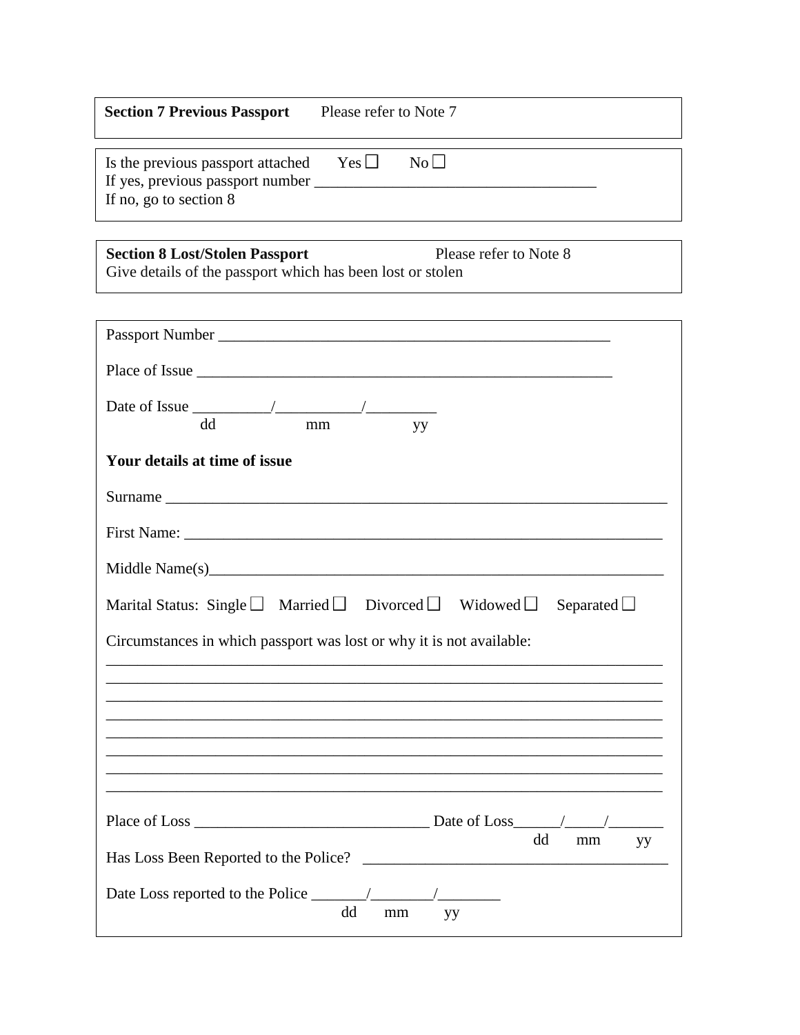**Section 7 Previous Passport** Please refer to Note 7

Is the previous passport attached Yes ☐ No ☐
If yes, previous passport number ____________________________________
If no, go to section 8

**Section 8 Lost/Stolen Passport** Please refer to Note 8
Give details of the passport which has been lost or stolen

Passport Number __________________________________________________

Place of Issue ______________________________________________________

Date of Issue __________/___________/_________
dd mm yy

**Your details at time of issue**

Surname ________________________________________________________________

First Name: _____________________________________________________________

Middle Name(s)__________________________________________________________

Marital Status: Single ☐ Married ☐ Divorced ☐ Widowed ☐ Separated ☐

Circumstances in which passport was lost or why it is not available:
__________________________________________________________________________
__________________________________________________________________________
__________________________________________________________________________
__________________________________________________________________________
__________________________________________________________________________
__________________________________________________________________________
__________________________________________________________________________
__________________________________________________________________________

Place of Loss ______________________________ Date of Loss______/_____/_______
dd mm yy

Has Loss Been Reported to the Police? ________________________________________

Date Loss reported to the Police _______/________/________
dd mm yy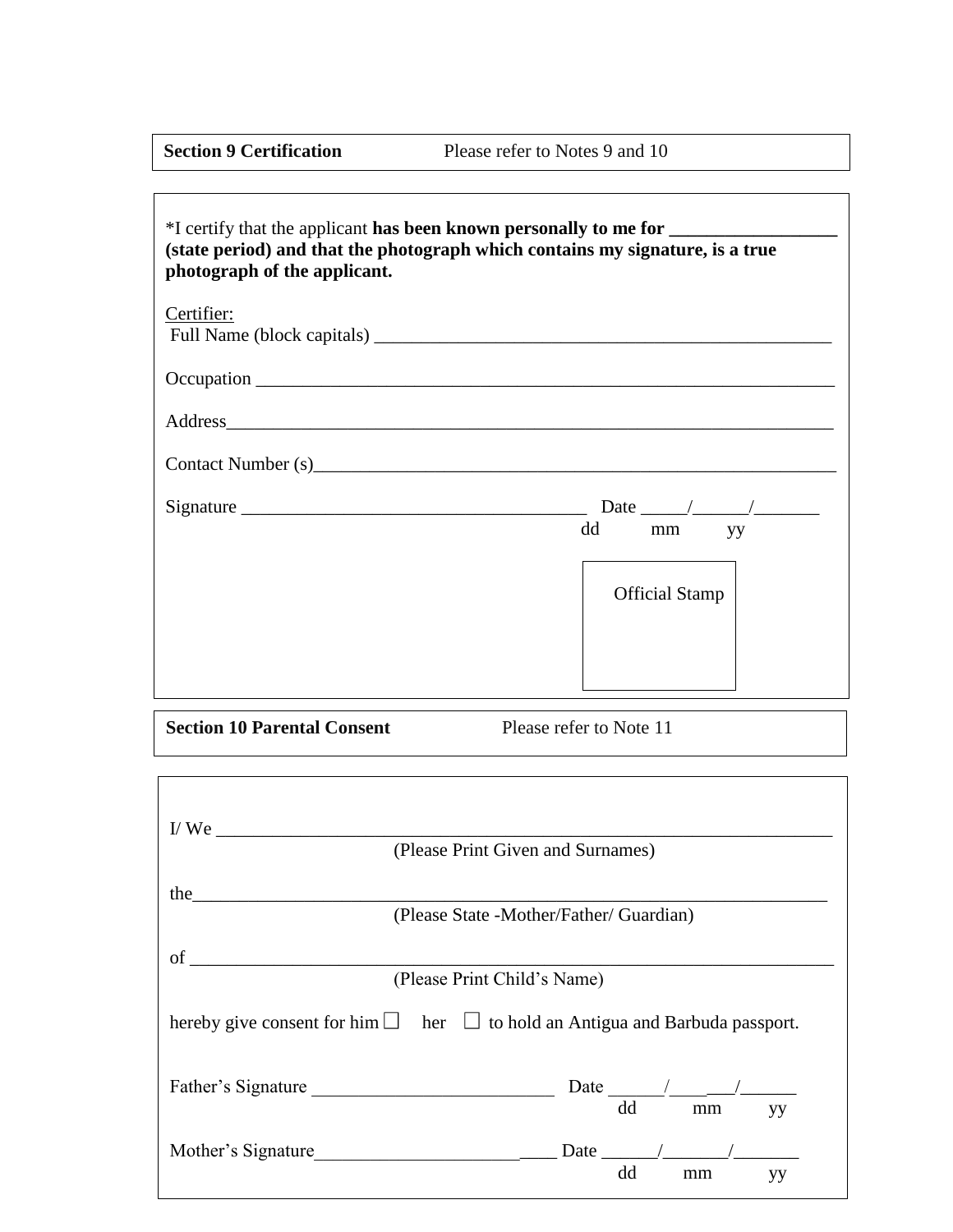**Section 9 Certification** Please refer to Notes 9 and 10

*I certify that the applicant **has been known personally to me for __________________ (state period) and that the photograph which contains my signature, is a true photograph of the applicant.**

Certifier:

Full Name (block capitals) ___________________________________________________

Occupation ________________________________________________________________

Address___________________________________________________________________

Contact Number (s)__________________________________________________________

Signature ____________________________________ Date _____/______/_______
dd mm yy

Official Stamp

**Section 10 Parental Consent** Please refer to Note 11

I/ We _____________________________________________________________________
(Please Print Given and Surnames)

the________________________________________________________________________
(Please State -Mother/Father/ Guardian)

of _________________________________________________________________________
(Please Print Child's Name)

hereby give consent for him ☐ her ☐ to hold an Antigua and Barbuda passport.

Father's Signature __________________________ Date ______/_______/______
dd mm yy

Mother's Signature__________________________ Date ______/_______/_______
dd mm yy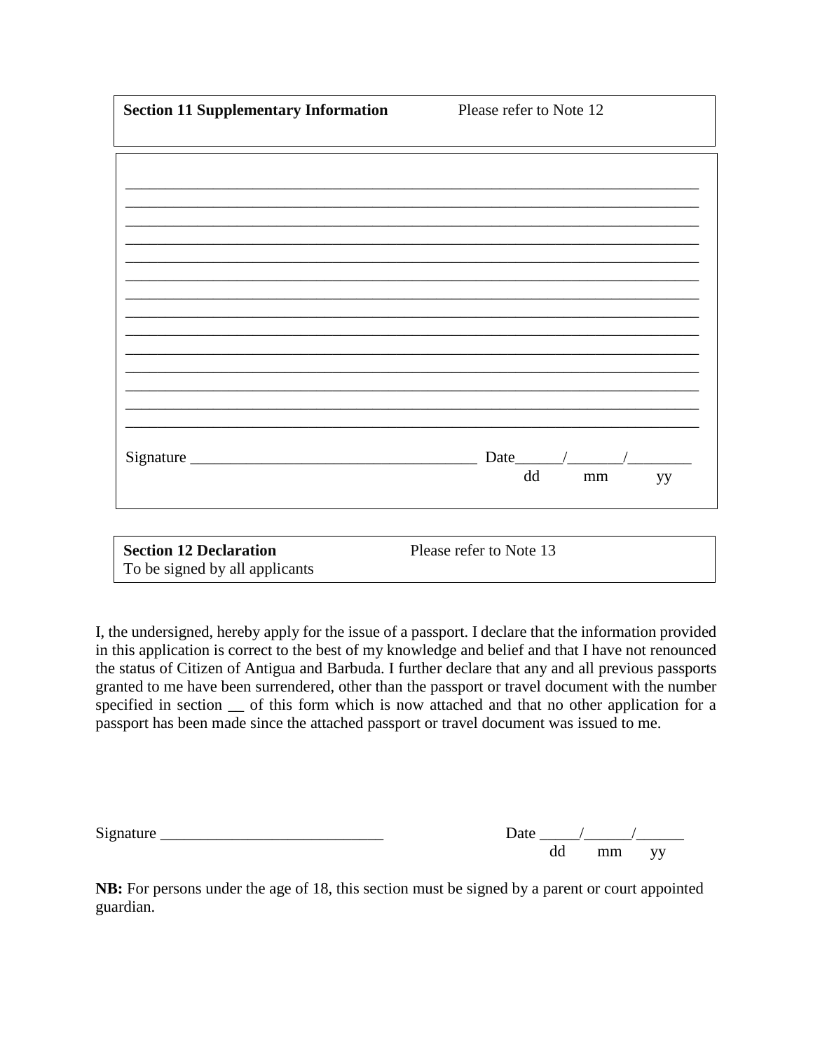**Section 11 Supplementary Information** Please refer to Note 12

___________________________________________________________________________
___________________________________________________________________________
___________________________________________________________________________
___________________________________________________________________________
___________________________________________________________________________
___________________________________________________________________________
___________________________________________________________________________
___________________________________________________________________________
___________________________________________________________________________
___________________________________________________________________________
___________________________________________________________________________
___________________________________________________________________________
___________________________________________________________________________
___________________________________________________________________________

Signature _____________________________________ Date______/_______/________
dd mm yy

**Section 12 Declaration** Please refer to Note 13
To be signed by all applicants

I, the undersigned, hereby apply for the issue of a passport. I declare that the information provided in this application is correct to the best of my knowledge and belief and that I have not renounced the status of Citizen of Antigua and Barbuda. I further declare that any and all previous passports granted to me have been surrendered, other than the passport or travel document with the number specified in section __ of this form which is now attached and that no other application for a passport has been made since the attached passport or travel document was issued to me.

Signature ____________________________ Date _____/______/______
dd mm yy

**NB:** For persons under the age of 18, this section must be signed by a parent or court appointed guardian.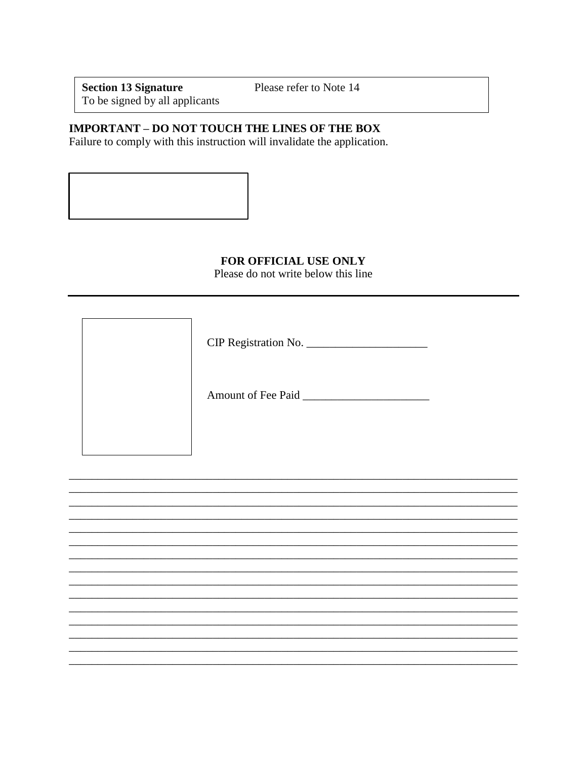**Section 13 Signature** Please refer to Note 14
To be signed by all applicants

**IMPORTANT – DO NOT TOUCH THE LINES OF THE BOX**
Failure to comply with this instruction will invalidate the application.

**FOR OFFICIAL USE ONLY**
Please do not write below this line

---

CIP Registration No. _____________________

Amount of Fee Paid ______________________